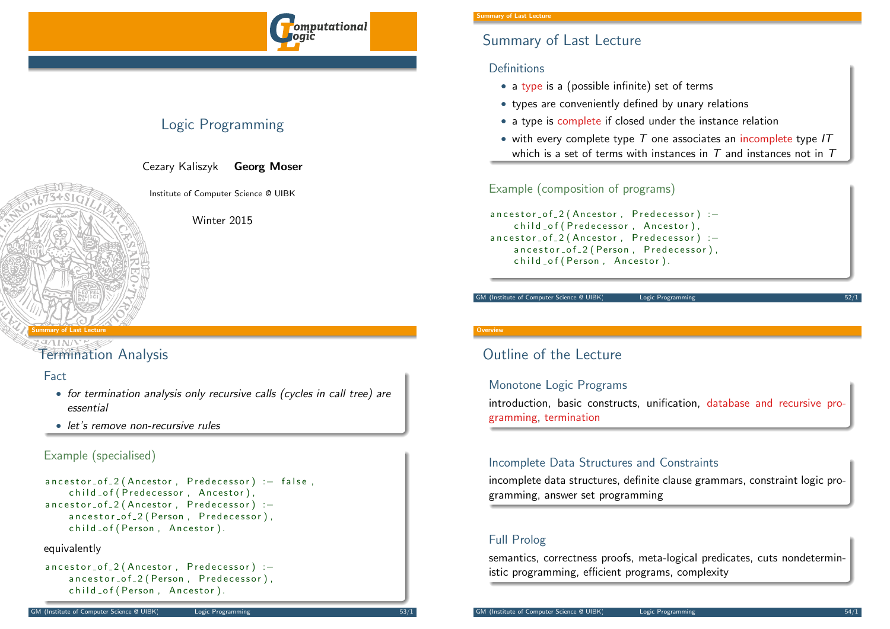# Logic Programming

Cezary Kaliszyk **Georg Moser**

Institute of Computer Science @ UIBK

Winter 2015

## Summary of Last Lecture

### Definitions

- a type is a (possible infinite) set of terms
- types are conveniently defined by unary relations
- a type is complete if closed under the instance relation
- with every complete type $T$ one associates an incomplete type $IT$ which is a set of terms with instances in $T$ and instances not in $T$

### Example (composition of programs)

```
ancestor_of_2(Ancestor, Predecessor) :-
    child_of(Predecessor, Ancestor),
ancestor_of_2(Ancestor, Predecessor) :-
    ancestor_of_2(Person, Predecessor),
    child_of(Person, Ancestor).
```

## Termination Analysis

### Fact

- *for termination analysis only recursive calls (cycles in call tree) are essential*
- *let's remove non-recursive rules*

### Example (specialised)

```
ancestor_of_2(Ancestor, Predecessor) :- false,
    child_of(Predecessor, Ancestor),
ancestor_of_2(Ancestor, Predecessor) :-
    ancestor_of_2(Person, Predecessor),
    child_of(Person, Ancestor).
```

equivalently

```
ancestor_of_2(Ancestor, Predecessor) :-
    ancestor_of_2(Person, Predecessor),
    child_of(Person, Ancestor).
```

## Outline of the Lecture

### Monotone Logic Programs

introduction, basic constructs, unification, database and recursive programming, termination

### Incomplete Data Structures and Constraints

incomplete data structures, definite clause grammars, constraint logic programming, answer set programming

### Full Prolog

semantics, correctness proofs, meta-logical predicates, cuts nondeterministic programming, efficient programs, complexity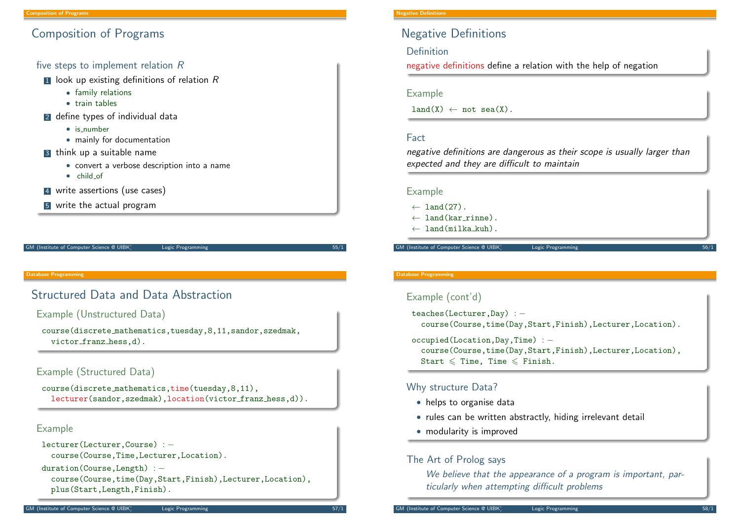## Composition of Programs

### five steps to implement relation $R$

1. look up existing definitions of relation $R$
   - family relations
   - train tables
2. define types of individual data
   - is_number
   - mainly for documentation
3. think up a suitable name
   - convert a verbose description into a name
   - child_of
4. write assertions (use cases)
5. write the actual program

## Negative Definitions

### Definition

negative definitions define a relation with the help of negation

### Example

```
land(X) ← not sea(X).
```

### Fact

*negative definitions are dangerous as their scope is usually larger than expected and they are difficult to maintain*

### Example

```
← land(27).
← land(kar_rinne).
← land(milka_kuh).
```

## Structured Data and Data Abstraction

### Example (Unstructured Data)

```
course(discrete_mathematics,tuesday,8,11,sandor,szedmak,
  victor_franz_hess,d).
```

### Example (Structured Data)

```
course(discrete_mathematics,time(tuesday,8,11),
  lecturer(sandor,szedmak),location(victor_franz_hess,d)).
```

### Example

```
lecturer(Lecturer,Course) :-
  course(Course,Time,Lecturer,Location).
duration(Course,Length) :-
  course(Course,time(Day,Start,Finish),Lecturer,Location),
  plus(Start,Length,Finish).
```

### Example (cont'd)

```
teaches(Lecturer,Day) :-
  course(Course,time(Day,Start,Finish),Lecturer,Location).
occupied(Location,Day,Time) :-
  course(Course,time(Day,Start,Finish),Lecturer,Location),
  Start ⩽ Time, Time ⩽ Finish.
```

### Why structure Data?

- helps to organise data
- rules can be written abstractly, hiding irrelevant detail
- modularity is improved

### The Art of Prolog says

> *We believe that the appearance of a program is important, particularly when attempting difficult problems*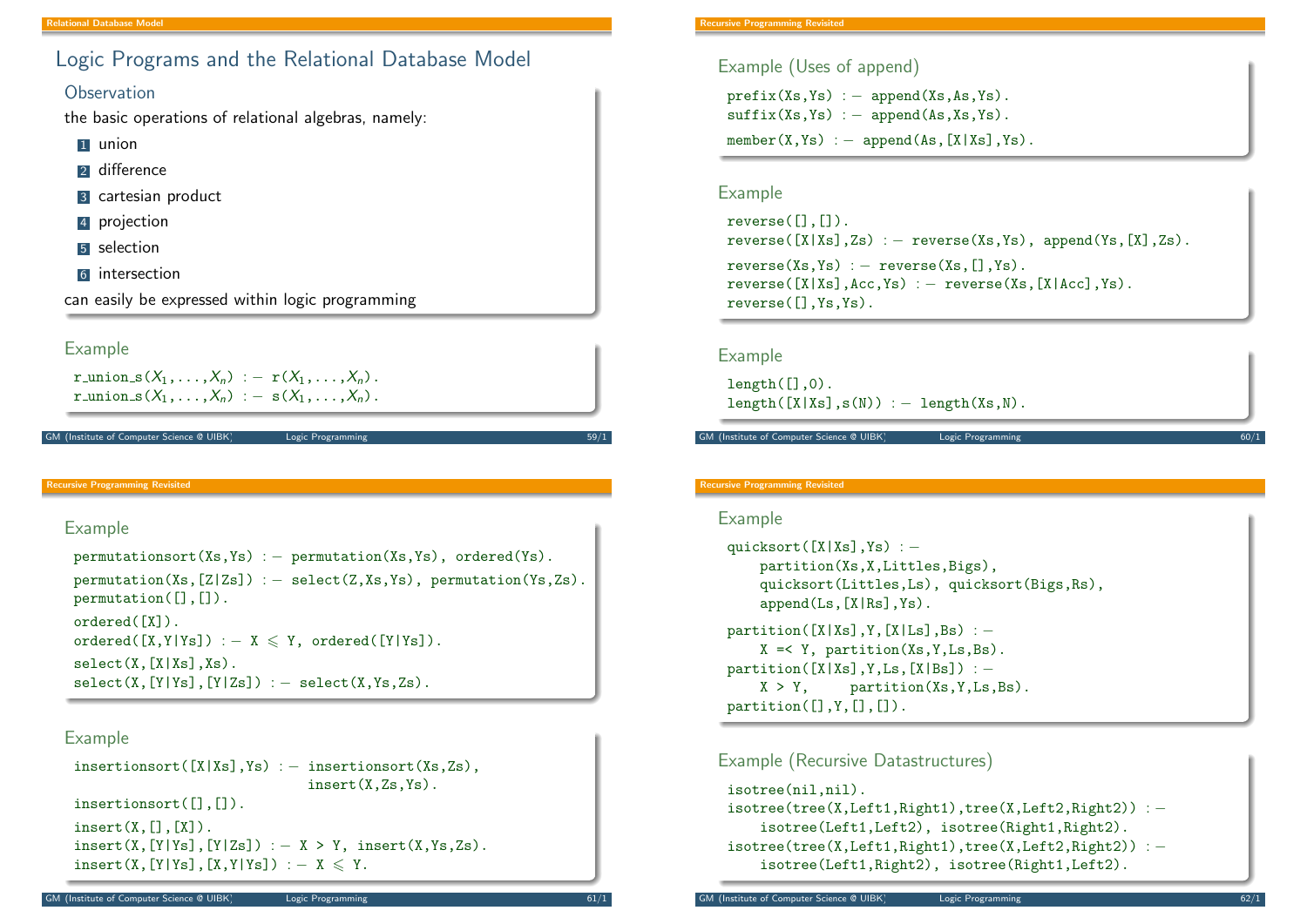# Logic Programs and the Relational Database Model

### Observation

the basic operations of relational algebras, namely:

1. union
2. difference
3. cartesian product
4. projection
5. selection
6. intersection

can easily be expressed within logic programming

### Example

```
r_union_s(X1,...,Xn) :- r(X1,...,Xn).
r_union_s(X1,...,Xn) :- s(X1,...,Xn).
```

### Example (Uses of append)

```
prefix(Xs,Ys) :- append(Xs,As,Ys).
suffix(Xs,Ys) :- append(As,Xs,Ys).
member(X,Ys) :- append(As,[X|Xs],Ys).
```

### Example

```
reverse([],[]).
reverse([X|Xs],Zs) :- reverse(Xs,Ys), append(Ys,[X],Zs).
reverse(Xs,Ys) :- reverse(Xs,[],Ys).
reverse([X|Xs],Acc,Ys) :- reverse(Xs,[X|Acc],Ys).
reverse([],Ys,Ys).
```

### Example

```
length([],0).
length([X|Xs],s(N)) :- length(Xs,N).
```

### Example

```
permutationsort(Xs,Ys) :- permutation(Xs,Ys), ordered(Ys).
permutation(Xs,[Z|Zs]) :- select(Z,Xs,Ys), permutation(Ys,Zs).
permutation([],[]).
ordered([X]).
ordered([X,Y|Ys]) :- X ⩽ Y, ordered([Y|Ys]).
select(X,[X|Xs],Xs).
select(X,[Y|Ys],[Y|Zs]) :- select(X,Ys,Zs).
```

### Example

```
insertionsort([X|Xs],Ys) :- insertionsort(Xs,Zs),
                            insert(X,Zs,Ys).
insertionsort([],[]).
insert(X,[],[X]).
insert(X,[Y|Ys],[Y|Zs]) :- X > Y, insert(X,Ys,Zs).
insert(X,[Y|Ys],[X,Y|Ys]) :- X ⩽ Y.
```

### Example

```
quicksort([X|Xs],Ys) :-
    partition(Xs,X,Littles,Bigs),
    quicksort(Littles,Ls), quicksort(Bigs,Rs),
    append(Ls,[X|Rs],Ys).
partition([X|Xs],Y,[X|Ls],Bs) :-
    X =< Y, partition(Xs,Y,Ls,Bs).
partition([X|Xs],Y,Ls,[X|Bs]) :-
    X > Y,    partition(Xs,Y,Ls,Bs).
partition([],Y,[],[]).
```

### Example (Recursive Datastructures)

```
isotree(nil,nil).
isotree(tree(X,Left1,Right1),tree(X,Left2,Right2)) :-
    isotree(Left1,Left2), isotree(Right1,Right2).
isotree(tree(X,Left1,Right1),tree(X,Left2,Right2)) :-
    isotree(Left1,Right2), isotree(Right1,Left2).
```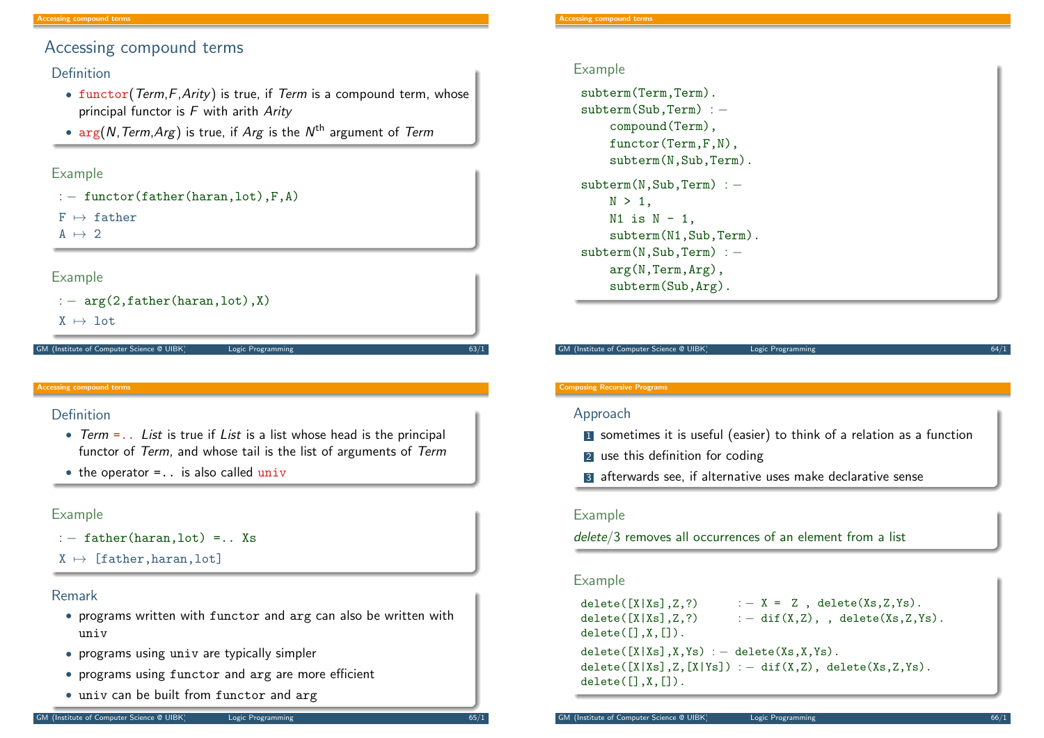## Accessing compound terms

### Definition

- functor(*Term*,*F*,*Arity*) is true, if *Term* is a compound term, whose principal functor is *F* with arith *Arity*
- arg(*N*,*Term*,*Arg*) is true, if *Arg* is the $N^{\text{th}}$ argument of *Term*

### Example

```
:- functor(father(haran,lot),F,A)
F ↦ father
A ↦ 2
```

### Example

```
:- arg(2,father(haran,lot),X)
X ↦ lot
```

### Example

```
subterm(Term,Term).
subterm(Sub,Term) :-
    compound(Term),
    functor(Term,F,N),
    subterm(N,Sub,Term).

subterm(N,Sub,Term) :-
    N > 1,
    N1 is N - 1,
    subterm(N1,Sub,Term).
subterm(N,Sub,Term) :-
    arg(N,Term,Arg),
    subterm(Sub,Arg).
```

### Definition

- *Term* =.. *List* is true if *List* is a list whose head is the principal functor of *Term*, and whose tail is the list of arguments of *Term*
- the operator =.. is also called univ

### Example

```
:- father(haran,lot) =.. Xs
X ↦ [father,haran,lot]
```

### Remark

- programs written with functor and arg can also be written with univ
- programs using univ are typically simpler
- programs using functor and arg are more efficient
- univ can be built from functor and arg

## Composing Recursive Programs

### Approach

1. sometimes it is useful (easier) to think of a relation as a function
2. use this definition for coding
3. afterwards see, if alternative uses make declarative sense

### Example

*delete*/3 removes all occurrences of an element from a list

### Example

```
delete([X|Xs],Z,?)      :- X =  Z , delete(Xs,Z,Ys).
delete([X|Xs],Z,?)      :- dif(X,Z), , delete(Xs,Z,Ys).
delete([],X,[]).

delete([X|Xs],X,Ys) :- delete(Xs,X,Ys).
delete([X|Xs],Z,[X|Ys]) :- dif(X,Z), delete(Xs,Z,Ys).
delete([],X,[]).
```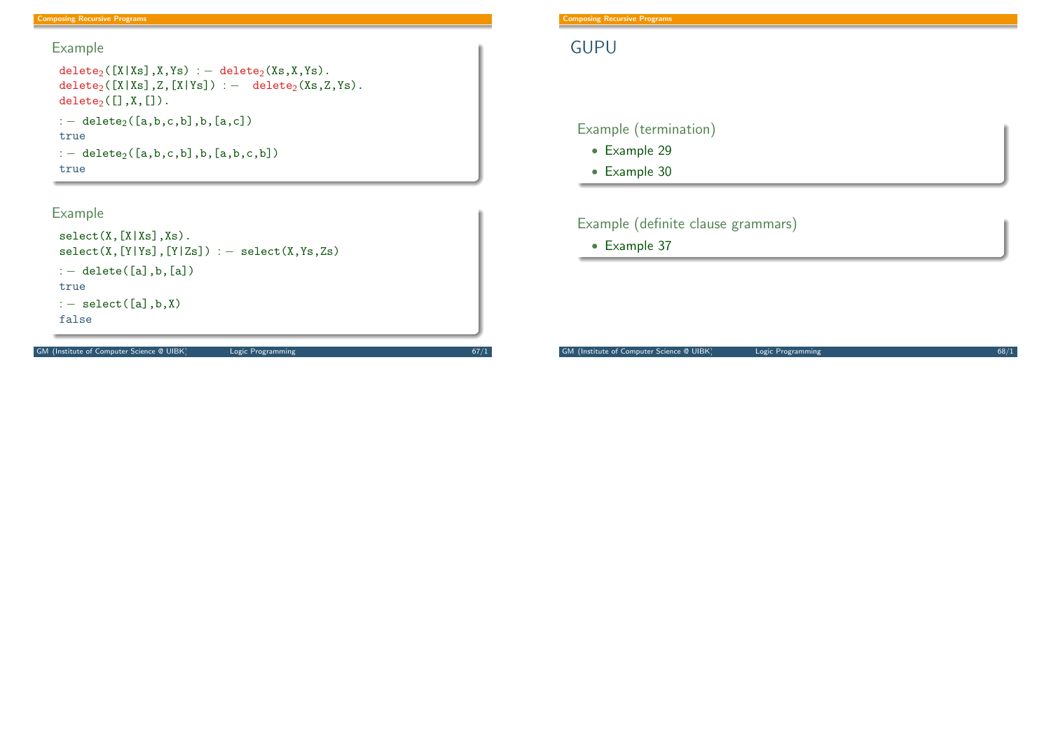## Example

```
delete₂([X|Xs],X,Ys) :- delete₂(Xs,X,Ys).
delete₂([X|Xs],Z,[X|Ys]) :- delete₂(Xs,Z,Ys).
delete₂([],X,[]).
```

```
:- delete₂([a,b,c,b],b,[a,c])
true
:- delete₂([a,b,c,b],b,[a,b,c,b])
true
```

## Example

```
select(X,[X|Xs],Xs).
select(X,[Y|Ys],[Y|Zs]) :- select(X,Ys,Zs)
```

```
:- delete([a],b,[a])
true
:- select([a],b,X)
false
```

# GUPU

## Example (termination)

- Example 29
- Example 30

## Example (definite clause grammars)

- Example 37